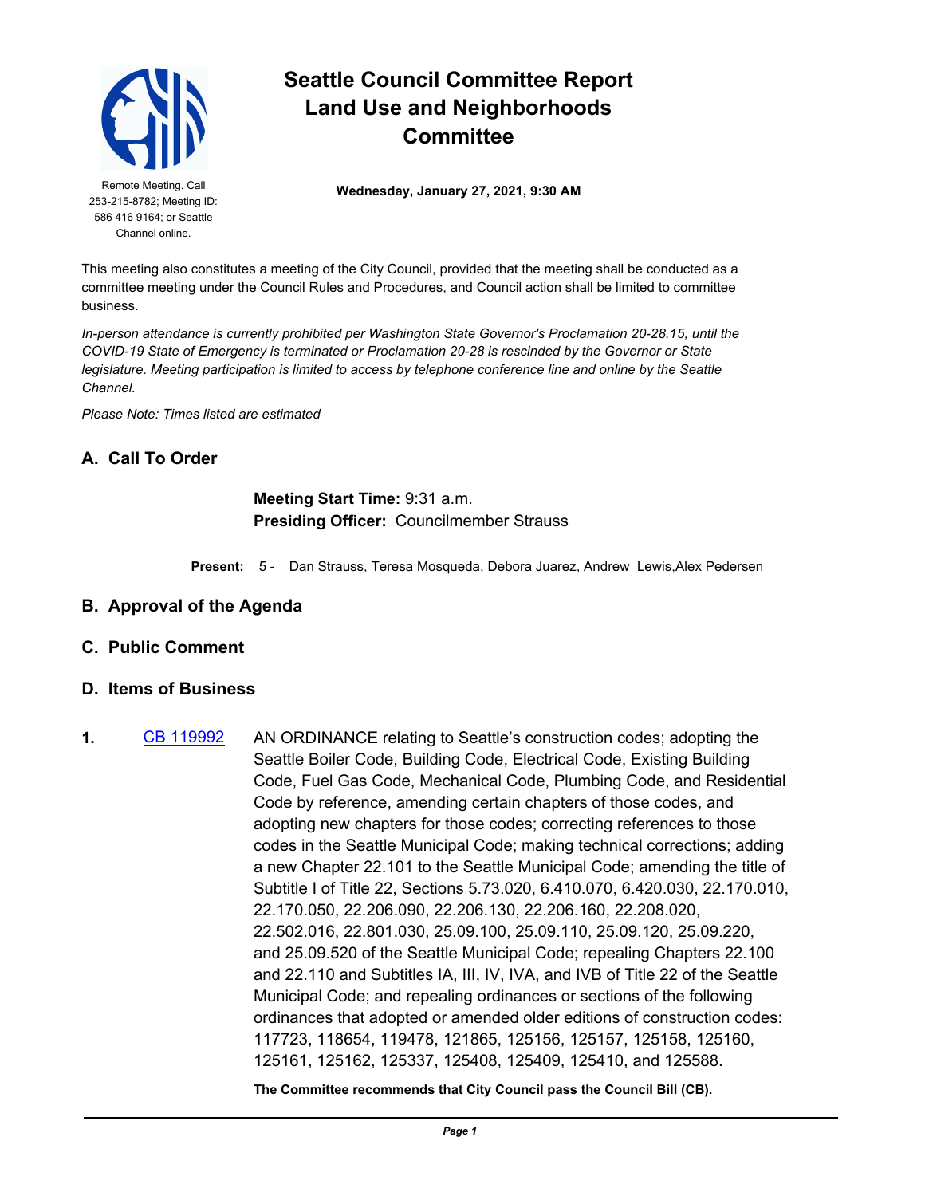# Seattle Council Committee Report
# Land Use and Neighborhoods Committee

Remote Meeting. Call 253-215-8782; Meeting ID: 586 416 9164; or Seattle Channel online.

**Wednesday, January 27, 2021, 9:30 AM**

This meeting also constitutes a meeting of the City Council, provided that the meeting shall be conducted as a committee meeting under the Council Rules and Procedures, and Council action shall be limited to committee business.

*In-person attendance is currently prohibited per Washington State Governor's Proclamation 20-28.15, until the COVID-19 State of Emergency is terminated or Proclamation 20-28 is rescinded by the Governor or State legislature. Meeting participation is limited to access by telephone conference line and online by the Seattle Channel.*

*Please Note: Times listed are estimated*

## A. Call To Order

**Meeting Start Time:** 9:31 a.m.
**Presiding Officer:** Councilmember Strauss

**Present:** 5 - Dan Strauss, Teresa Mosqueda, Debora Juarez, Andrew Lewis,Alex Pedersen

## B. Approval of the Agenda

## C. Public Comment

## D. Items of Business

**1.** CB 119992 AN ORDINANCE relating to Seattle's construction codes; adopting the Seattle Boiler Code, Building Code, Electrical Code, Existing Building Code, Fuel Gas Code, Mechanical Code, Plumbing Code, and Residential Code by reference, amending certain chapters of those codes, and adopting new chapters for those codes; correcting references to those codes in the Seattle Municipal Code; making technical corrections; adding a new Chapter 22.101 to the Seattle Municipal Code; amending the title of Subtitle I of Title 22, Sections 5.73.020, 6.410.070, 6.420.030, 22.170.010, 22.170.050, 22.206.090, 22.206.130, 22.206.160, 22.208.020, 22.502.016, 22.801.030, 25.09.100, 25.09.110, 25.09.120, 25.09.220, and 25.09.520 of the Seattle Municipal Code; repealing Chapters 22.100 and 22.110 and Subtitles IA, III, IV, IVA, and IVB of Title 22 of the Seattle Municipal Code; and repealing ordinances or sections of the following ordinances that adopted or amended older editions of construction codes: 117723, 118654, 119478, 121865, 125156, 125157, 125158, 125160, 125161, 125162, 125337, 125408, 125409, 125410, and 125588.

**The Committee recommends that City Council pass the Council Bill (CB).**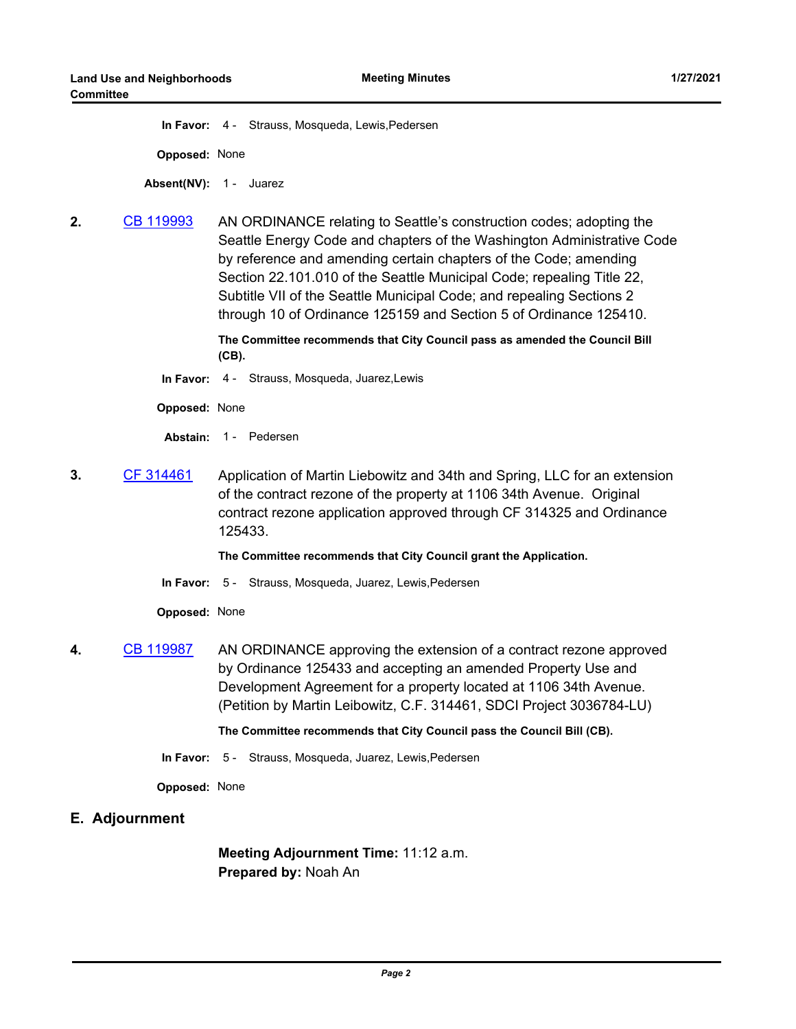**In Favor:** 4 - Strauss, Mosqueda, Lewis,Pedersen

**Opposed:** None

**Absent(NV):** 1 - Juarez

**2.** CB 119993 AN ORDINANCE relating to Seattle's construction codes; adopting the Seattle Energy Code and chapters of the Washington Administrative Code by reference and amending certain chapters of the Code; amending Section 22.101.010 of the Seattle Municipal Code; repealing Title 22, Subtitle VII of the Seattle Municipal Code; and repealing Sections 2 through 10 of Ordinance 125159 and Section 5 of Ordinance 125410.

**The Committee recommends that City Council pass as amended the Council Bill (CB).**

**In Favor:** 4 - Strauss, Mosqueda, Juarez,Lewis

**Opposed:** None

**Abstain:** 1 - Pedersen

**3.** CF 314461 Application of Martin Liebowitz and 34th and Spring, LLC for an extension of the contract rezone of the property at 1106 34th Avenue. Original contract rezone application approved through CF 314325 and Ordinance 125433.

**The Committee recommends that City Council grant the Application.**

**In Favor:** 5 - Strauss, Mosqueda, Juarez, Lewis,Pedersen

**Opposed:** None

**4.** CB 119987 AN ORDINANCE approving the extension of a contract rezone approved by Ordinance 125433 and accepting an amended Property Use and Development Agreement for a property located at 1106 34th Avenue. (Petition by Martin Leibowitz, C.F. 314461, SDCI Project 3036784-LU)

**The Committee recommends that City Council pass the Council Bill (CB).**

**In Favor:** 5 - Strauss, Mosqueda, Juarez, Lewis,Pedersen

**Opposed:** None

## E. Adjournment

**Meeting Adjournment Time:** 11:12 a.m.
**Prepared by:** Noah An